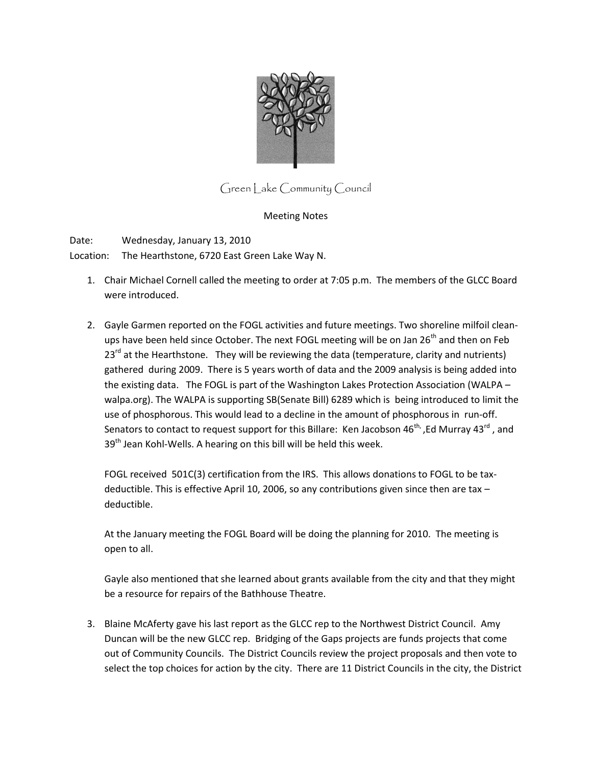# Green Lake Community Council

Meeting Notes

Date: Wednesday, January 13, 2010
Location: The Hearthstone, 6720 East Green Lake Way N.

1. Chair Michael Cornell called the meeting to order at 7:05 p.m. The members of the GLCC Board were introduced.

2. Gayle Garmen reported on the FOGL activities and future meetings. Two shoreline milfoil clean-ups have been held since October. The next FOGL meeting will be on Jan 26th and then on Feb 23rd at the Hearthstone. They will be reviewing the data (temperature, clarity and nutrients) gathered during 2009. There is 5 years worth of data and the 2009 analysis is being added into the existing data. The FOGL is part of the Washington Lakes Protection Association (WALPA – walpa.org). The WALPA is supporting SB(Senate Bill) 6289 which is being introduced to limit the use of phosphorous. This would lead to a decline in the amount of phosphorous in run-off. Senators to contact to request support for this Billare: Ken Jacobson 46th, ,Ed Murray 43rd , and 39th Jean Kohl-Wells. A hearing on this bill will be held this week.

   FOGL received 501C(3) certification from the IRS. This allows donations to FOGL to be tax-deductible. This is effective April 10, 2006, so any contributions given since then are tax –deductible.

   At the January meeting the FOGL Board will be doing the planning for 2010. The meeting is open to all.

   Gayle also mentioned that she learned about grants available from the city and that they might be a resource for repairs of the Bathhouse Theatre.

3. Blaine McAferty gave his last report as the GLCC rep to the Northwest District Council. Amy Duncan will be the new GLCC rep. Bridging of the Gaps projects are funds projects that come out of Community Councils. The District Councils review the project proposals and then vote to select the top choices for action by the city. There are 11 District Councils in the city, the District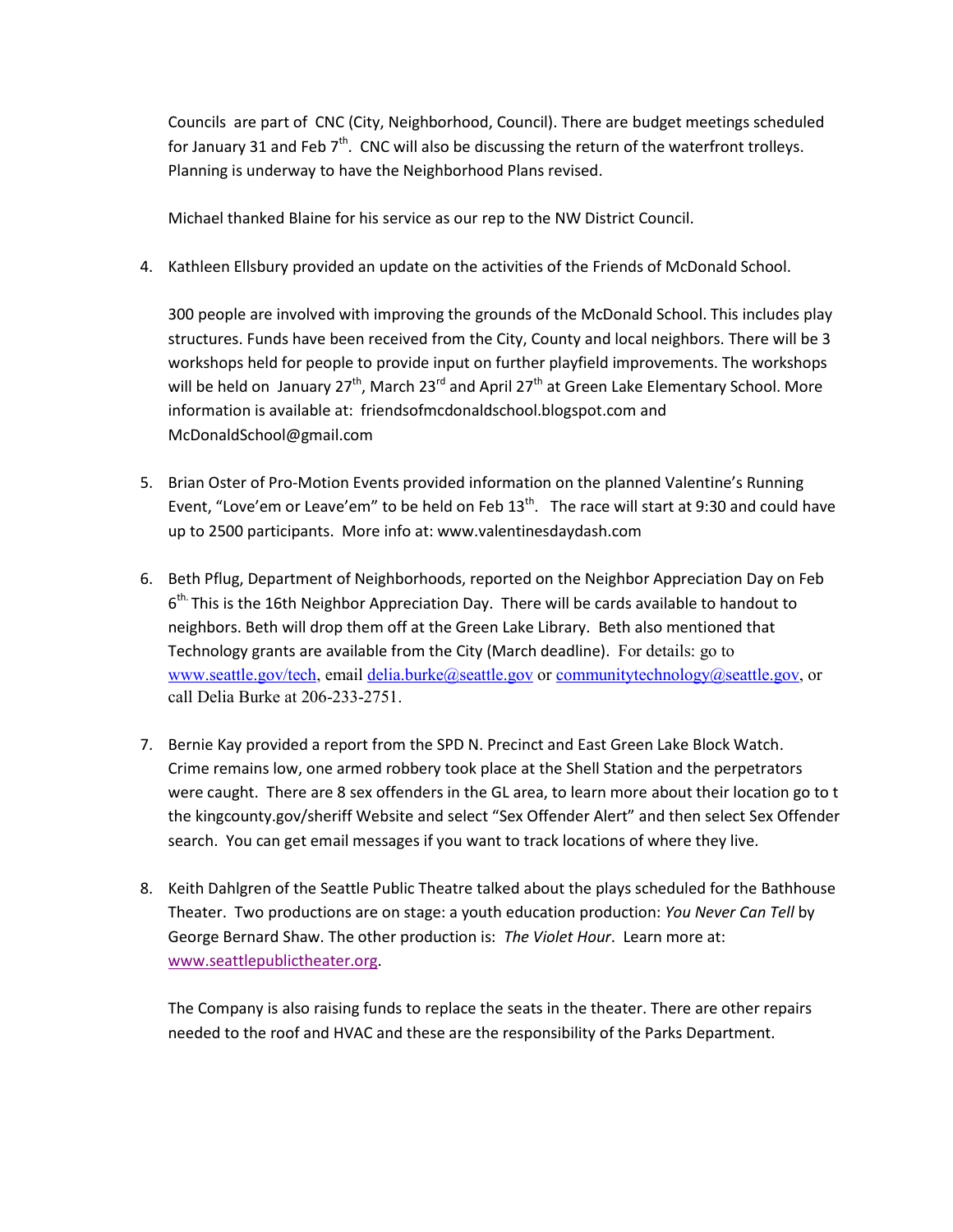Councils are part of CNC (City, Neighborhood, Council). There are budget meetings scheduled for January 31 and Feb 7th. CNC will also be discussing the return of the waterfront trolleys. Planning is underway to have the Neighborhood Plans revised.

Michael thanked Blaine for his service as our rep to the NW District Council.

4. Kathleen Ellsbury provided an update on the activities of the Friends of McDonald School.

   300 people are involved with improving the grounds of the McDonald School. This includes play structures. Funds have been received from the City, County and local neighbors. There will be 3 workshops held for people to provide input on further playfield improvements. The workshops will be held on January 27th, March 23rd and April 27th at Green Lake Elementary School. More information is available at: friendsofmcdonaldschool.blogspot.com and McDonaldSchool@gmail.com

5. Brian Oster of Pro-Motion Events provided information on the planned Valentine's Running Event, "Love'em or Leave'em" to be held on Feb 13th. The race will start at 9:30 and could have up to 2500 participants. More info at: www.valentinesdaydash.com

6. Beth Pflug, Department of Neighborhoods, reported on the Neighbor Appreciation Day on Feb 6th. This is the 16th Neighbor Appreciation Day. There will be cards available to handout to neighbors. Beth will drop them off at the Green Lake Library. Beth also mentioned that Technology grants are available from the City (March deadline). For details: go to www.seattle.gov/tech, email delia.burke@seattle.gov or communitytechnology@seattle.gov, or call Delia Burke at 206-233-2751.

7. Bernie Kay provided a report from the SPD N. Precinct and East Green Lake Block Watch. Crime remains low, one armed robbery took place at the Shell Station and the perpetrators were caught. There are 8 sex offenders in the GL area, to learn more about their location go to t the kingcounty.gov/sheriff Website and select "Sex Offender Alert" and then select Sex Offender search. You can get email messages if you want to track locations of where they live.

8. Keith Dahlgren of the Seattle Public Theatre talked about the plays scheduled for the Bathhouse Theater. Two productions are on stage: a youth education production: *You Never Can Tell* by George Bernard Shaw. The other production is: *The Violet Hour*. Learn more at: www.seattlepublictheater.org.

   The Company is also raising funds to replace the seats in the theater. There are other repairs needed to the roof and HVAC and these are the responsibility of the Parks Department.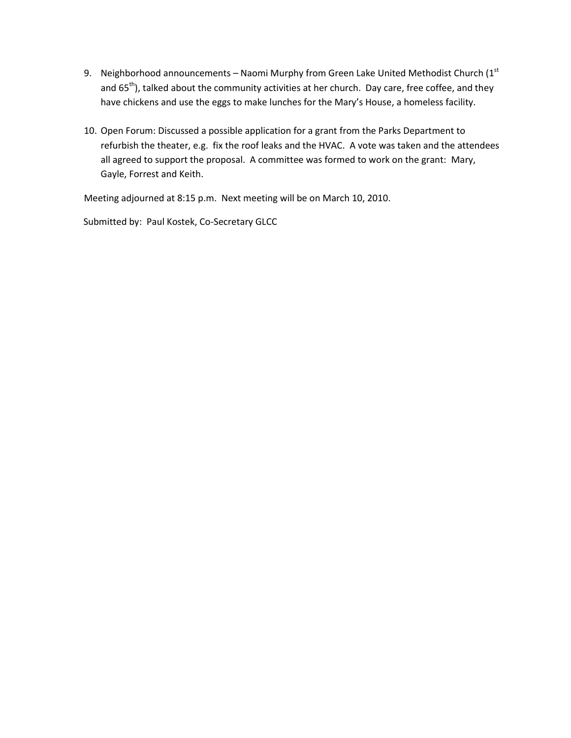9. Neighborhood announcements – Naomi Murphy from Green Lake United Methodist Church (1st and 65th), talked about the community activities at her church. Day care, free coffee, and they have chickens and use the eggs to make lunches for the Mary's House, a homeless facility.

10. Open Forum: Discussed a possible application for a grant from the Parks Department to refurbish the theater, e.g. fix the roof leaks and the HVAC. A vote was taken and the attendees all agreed to support the proposal. A committee was formed to work on the grant: Mary, Gayle, Forrest and Keith.

Meeting adjourned at 8:15 p.m. Next meeting will be on March 10, 2010.

Submitted by: Paul Kostek, Co-Secretary GLCC